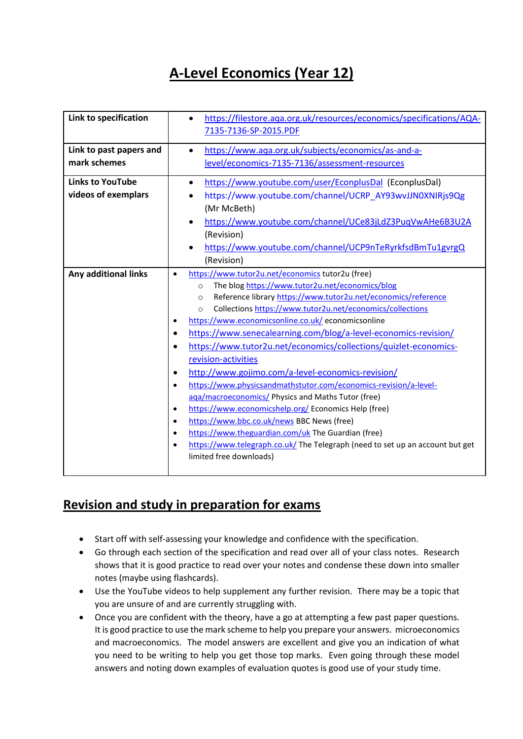# A-Level Economics (Year 12)

| | |
|---|---|
| **Link to specification** | • https://filestore.aqa.org.uk/resources/economics/specifications/AQA-7135-7136-SP-2015.PDF |
| **Link to past papers and mark schemes** | • https://www.aqa.org.uk/subjects/economics/as-and-a-level/economics-7135-7136/assessment-resources |
| **Links to YouTube videos of exemplars** | • https://www.youtube.com/user/EconplusDal (EconplusDal)<br>• https://www.youtube.com/channel/UCRP_AY93wvJJN0XNIRjs9Qg (Mr McBeth)<br>• https://www.youtube.com/channel/UCe83jLdZ3PuqVwAHe6B3U2A (Revision)<br>• https://www.youtube.com/channel/UCP9nTeRyrkfsdBmTu1gvrgQ (Revision) |
| **Any additional links** | • https://www.tutor2u.net/economics tutor2u (free)<br>  ○ The blog https://www.tutor2u.net/economics/blog<br>  ○ Reference library https://www.tutor2u.net/economics/reference<br>  ○ Collections https://www.tutor2u.net/economics/collections<br>• https://www.economicsonline.co.uk/ economicsonline<br>• https://www.senecalearning.com/blog/a-level-economics-revision/<br>• https://www.tutor2u.net/economics/collections/quizlet-economics-revision-activities<br>• http://www.gojimo.com/a-level-economics-revision/<br>• https://www.physicsandmathstutor.com/economics-revision/a-level-aqa/macroeconomics/ Physics and Maths Tutor (free)<br>• https://www.economicshelp.org/ Economics Help (free)<br>• https://www.bbc.co.uk/news BBC News (free)<br>• https://www.theguardian.com/uk The Guardian (free)<br>• https://www.telegraph.co.uk/ The Telegraph (need to set up an account but get limited free downloads) |

## Revision and study in preparation for exams

- Start off with self-assessing your knowledge and confidence with the specification.
- Go through each section of the specification and read over all of your class notes. Research shows that it is good practice to read over your notes and condense these down into smaller notes (maybe using flashcards).
- Use the YouTube videos to help supplement any further revision. There may be a topic that you are unsure of and are currently struggling with.
- Once you are confident with the theory, have a go at attempting a few past paper questions. It is good practice to use the mark scheme to help you prepare your answers. microeconomics and macroeconomics. The model answers are excellent and give you an indication of what you need to be writing to help you get those top marks. Even going through these model answers and noting down examples of evaluation quotes is good use of your study time.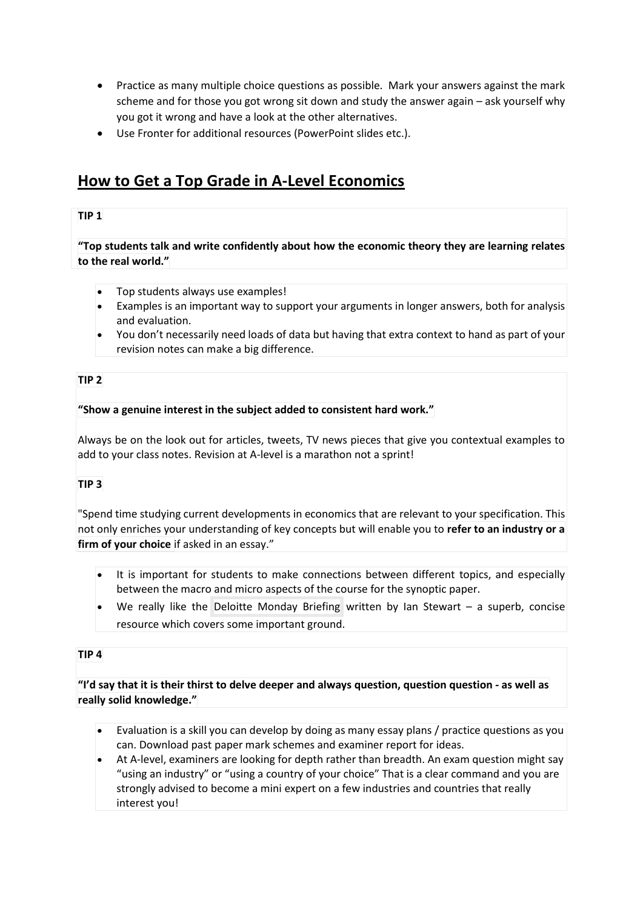- Practice as many multiple choice questions as possible. Mark your answers against the mark scheme and for those you got wrong sit down and study the answer again – ask yourself why you got it wrong and have a look at the other alternatives.
- Use Fronter for additional resources (PowerPoint slides etc.).

## How to Get a Top Grade in A-Level Economics

**TIP 1**

**"Top students talk and write confidently about how the economic theory they are learning relates to the real world."**

- Top students always use examples!
- Examples is an important way to support your arguments in longer answers, both for analysis and evaluation.
- You don't necessarily need loads of data but having that extra context to hand as part of your revision notes can make a big difference.

**TIP 2**

**"Show a genuine interest in the subject added to consistent hard work."**

Always be on the look out for articles, tweets, TV news pieces that give you contextual examples to add to your class notes. Revision at A-level is a marathon not a sprint!

**TIP 3**

"Spend time studying current developments in economics that are relevant to your specification. This not only enriches your understanding of key concepts but will enable you to **refer to an industry or a firm of your choice** if asked in an essay."

- It is important for students to make connections between different topics, and especially between the macro and micro aspects of the course for the synoptic paper.
- We really like the Deloitte Monday Briefing written by Ian Stewart – a superb, concise resource which covers some important ground.

**TIP 4**

**"I'd say that it is their thirst to delve deeper and always question, question question - as well as really solid knowledge."**

- Evaluation is a skill you can develop by doing as many essay plans / practice questions as you can. Download past paper mark schemes and examiner report for ideas.
- At A-level, examiners are looking for depth rather than breadth. An exam question might say "using an industry" or "using a country of your choice" That is a clear command and you are strongly advised to become a mini expert on a few industries and countries that really interest you!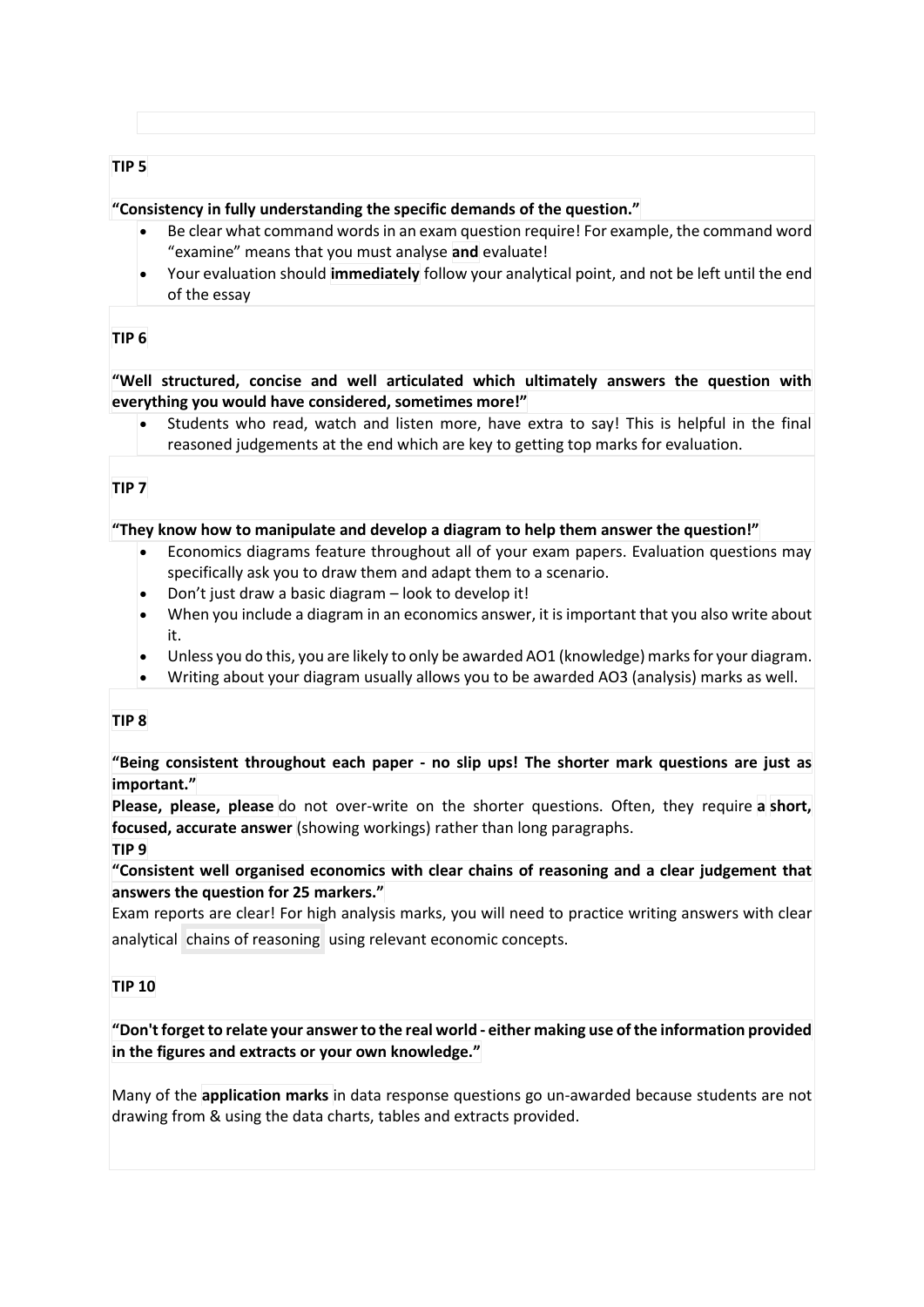**TIP 5**

**"Consistency in fully understanding the specific demands of the question."**

- Be clear what command words in an exam question require! For example, the command word "examine" means that you must analyse **and** evaluate!
- Your evaluation should **immediately** follow your analytical point, and not be left until the end of the essay

**TIP 6**

**"Well structured, concise and well articulated which ultimately answers the question with everything you would have considered, sometimes more!"**

- Students who read, watch and listen more, have extra to say! This is helpful in the final reasoned judgements at the end which are key to getting top marks for evaluation.

**TIP 7**

**"They know how to manipulate and develop a diagram to help them answer the question!"**

- Economics diagrams feature throughout all of your exam papers. Evaluation questions may specifically ask you to draw them and adapt them to a scenario.
- Don't just draw a basic diagram – look to develop it!
- When you include a diagram in an economics answer, it is important that you also write about it.
- Unless you do this, you are likely to only be awarded AO1 (knowledge) marks for your diagram.
- Writing about your diagram usually allows you to be awarded AO3 (analysis) marks as well.

**TIP 8**

**"Being consistent throughout each paper - no slip ups! The shorter mark questions are just as important."**

**Please, please, please** do not over-write on the shorter questions. Often, they require **a short, focused, accurate answer** (showing workings) rather than long paragraphs.

**TIP 9**

**"Consistent well organised economics with clear chains of reasoning and a clear judgement that answers the question for 25 markers."**

Exam reports are clear! For high analysis marks, you will need to practice writing answers with clear analytical chains of reasoning using relevant economic concepts.

**TIP 10**

**"Don't forget to relate your answer to the real world - either making use of the information provided in the figures and extracts or your own knowledge."**

Many of the **application marks** in data response questions go un-awarded because students are not drawing from & using the data charts, tables and extracts provided.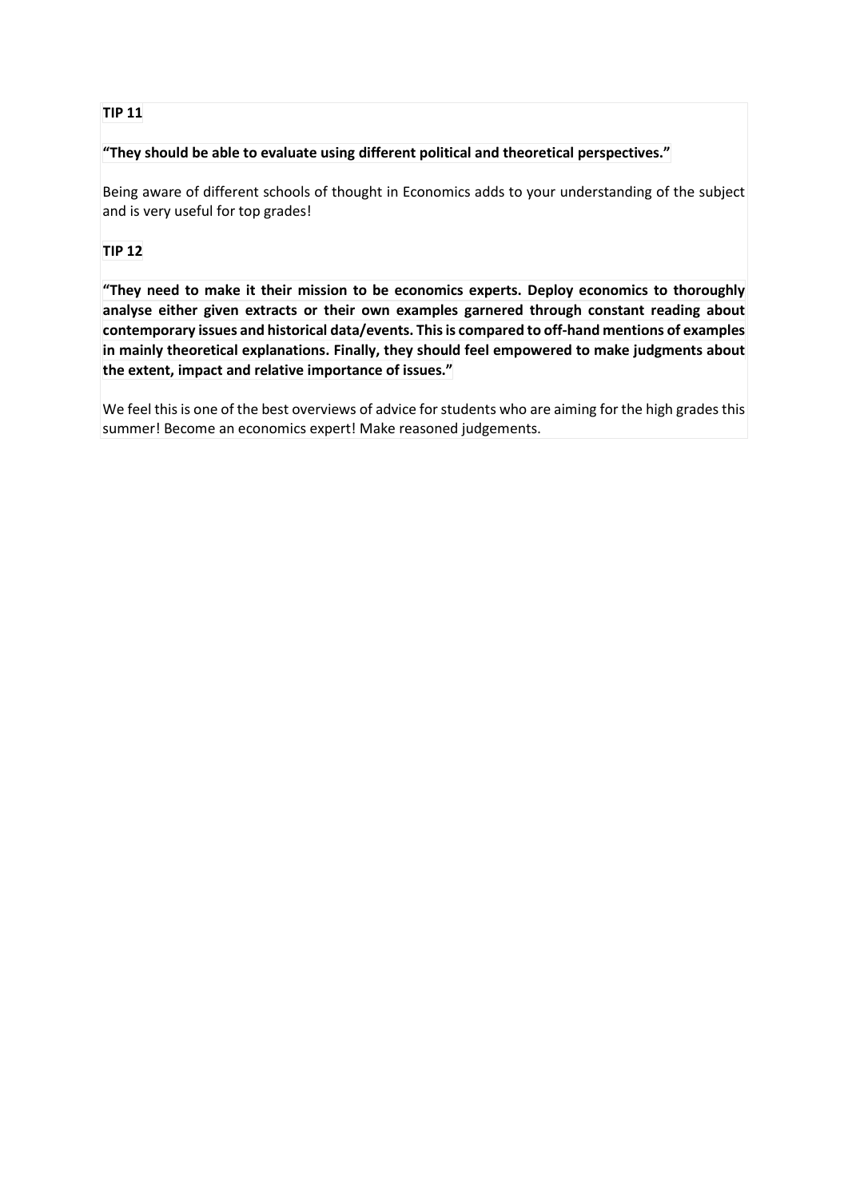**TIP 11**

**"They should be able to evaluate using different political and theoretical perspectives."**

Being aware of different schools of thought in Economics adds to your understanding of the subject and is very useful for top grades!

**TIP 12**

**"They need to make it their mission to be economics experts. Deploy economics to thoroughly analyse either given extracts or their own examples garnered through constant reading about contemporary issues and historical data/events. This is compared to off-hand mentions of examples in mainly theoretical explanations. Finally, they should feel empowered to make judgments about the extent, impact and relative importance of issues."**

We feel this is one of the best overviews of advice for students who are aiming for the high grades this summer! Become an economics expert! Make reasoned judgements.